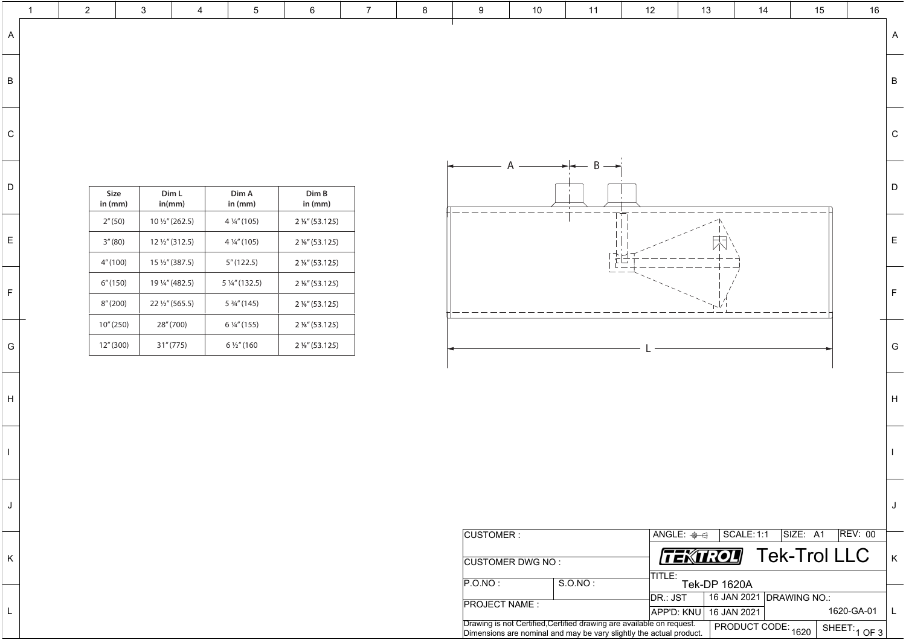| Size in (mm) | Dim L in(mm) | Dim A in (mm) | Dim B in (mm) |
|---|---|---|---|
| 2" (50) | 10 ½" (262.5) | 4 ¼" (105) | 2 ⅛" (53.125) |
| 3" (80) | 12 ½" (312.5) | 4 ¼" (105) | 2 ⅛" (53.125) |
| 4" (100) | 15 ½" (387.5) | 5" (122.5) | 2 ⅛" (53.125) |
| 6" (150) | 19 ¼" (482.5) | 5 ¼" (132.5) | 2 ⅛" (53.125) |
| 8" (200) | 22 ½" (565.5) | 5 ¾" (145) | 2 ⅛" (53.125) |
| 10" (250) | 28" (700) | 6 ¼" (155) | 2 ⅛" (53.125) |
| 12" (300) | 31" (775) | 6 ½" (160 | 2 ⅛" (53.125) |

A — B —

L

| CUSTOMER : | | ANGLE: | SCALE: 1:1 | SIZE: A1 | REV: 00 |
|---|---|---|---|---|---|
| CUSTOMER DWG NO : | | TEKTROL Tek-Trol LLC | | | |
| P.O.NO : | S.O.NO : | TITLE: Tek-DP 1620A | | | |
| PROJECT NAME : | | DR.: JST | 16 JAN 2021 | DRAWING NO.: 1620-GA-01 | |
| | | APP'D: KNU | 16 JAN 2021 | | |
| Drawing is not Certified,Certified drawing are available on request. Dimensions are nominal and may be vary slightly the actual product. | | PRODUCT CODE: 1620 | | SHEET: 1 OF 3 | |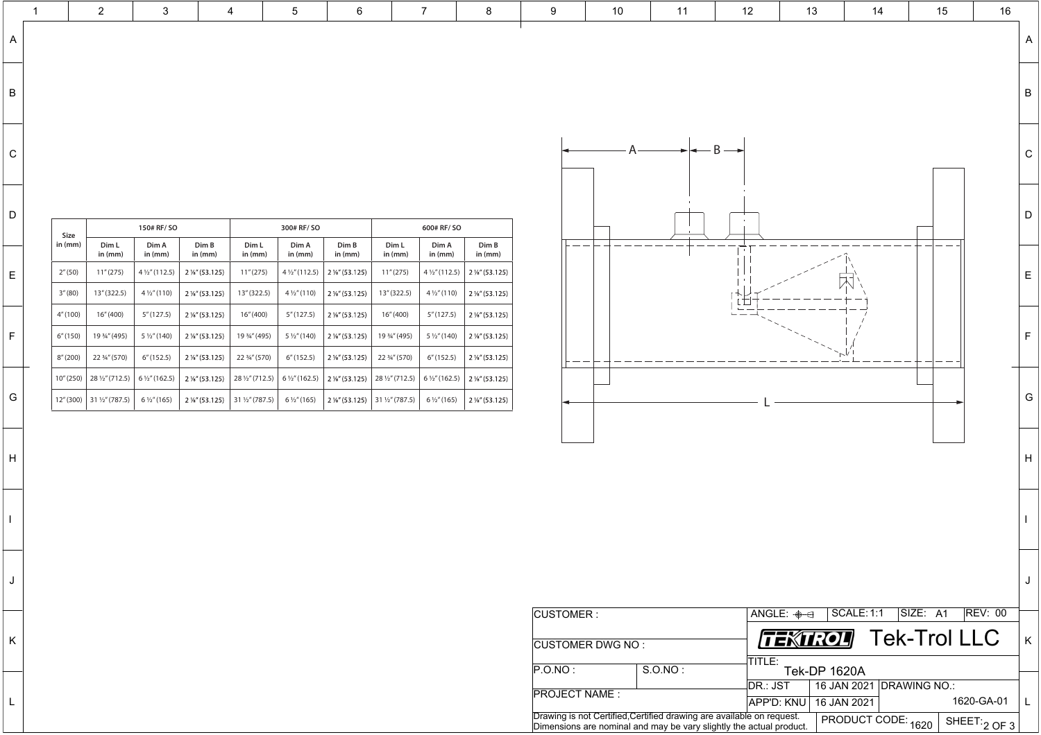| Size in (mm) | 150# RF/ SO | | | 300# RF/ SO | | | 600# RF/ SO | | |
|---|---|---|---|---|---|---|---|---|---|
| | Dim L in (mm) | Dim A in (mm) | Dim B in (mm) | Dim L in (mm) | Dim A in (mm) | Dim B in (mm) | Dim L in (mm) | Dim A in (mm) | Dim B in (mm) |
| 2" (50) | 11" (275) | 4 ½" (112.5) | 2 ⅛" (53.125) | 11" (275) | 4 ½" (112.5) | 2 ⅛" (53.125) | 11" (275) | 4 ½" (112.5) | 2 ⅛" (53.125) |
| 3" (80) | 13" (322.5) | 4 ½" (110) | 2 ⅛" (53.125) | 13" (322.5) | 4 ½" (110) | 2 ⅛" (53.125) | 13" (322.5) | 4 ½" (110) | 2 ⅛" (53.125) |
| 4" (100) | 16" (400) | 5" (127.5) | 2 ⅛" (53.125) | 16" (400) | 5" (127.5) | 2 ⅛" (53.125) | 16" (400) | 5" (127.5) | 2 ⅛" (53.125) |
| 6" (150) | 19 ¾" (495) | 5 ½" (140) | 2 ⅛" (53.125) | 19 ¾" (495) | 5 ½" (140) | 2 ⅛" (53.125) | 19 ¾" (495) | 5 ½" (140) | 2 ⅛" (53.125) |
| 8" (200) | 22 ¾" (570) | 6" (152.5) | 2 ⅛" (53.125) | 22 ¾" (570) | 6" (152.5) | 2 ⅛" (53.125) | 22 ¾" (570) | 6" (152.5) | 2 ⅛" (53.125) |
| 10" (250) | 28 ½" (712.5) | 6 ½" (162.5) | 2 ⅛" (53.125) | 28 ½" (712.5) | 6 ½" (162.5) | 2 ⅛" (53.125) | 28 ½" (712.5) | 6 ½" (162.5) | 2 ⅛" (53.125) |
| 12" (300) | 31 ½" (787.5) | 6 ½" (165) | 2 ⅛" (53.125) | 31 ½" (787.5) | 6 ½" (165) | 2 ⅛" (53.125) | 31 ½" (787.5) | 6 ½" (165) | 2 ⅛" (53.125) |

A B L

| | | | | | | |
|---|---|---|---|---|---|---|
| CUSTOMER : | | ANGLE: | SCALE: 1:1 | SIZE: A1 | REV: 00 | |
| CUSTOMER DWG NO : | | TEKTROL Tek-Trol LLC | | | | |
| P.O.NO : | S.O.NO : | TITLE: Tek-DP 1620A | | | | |
| PROJECT NAME : | | DR.: JST | 16 JAN 2021 | DRAWING NO.: | | |
| | | APP'D: KNU | 16 JAN 2021 | 1620-GA-01 | | |
| Drawing is not Certified,Certified drawing are available on request. Dimensions are nominal and may be vary slightly the actual product. | | PRODUCT CODE: 1620 | | SHEET: 2 OF 3 | | |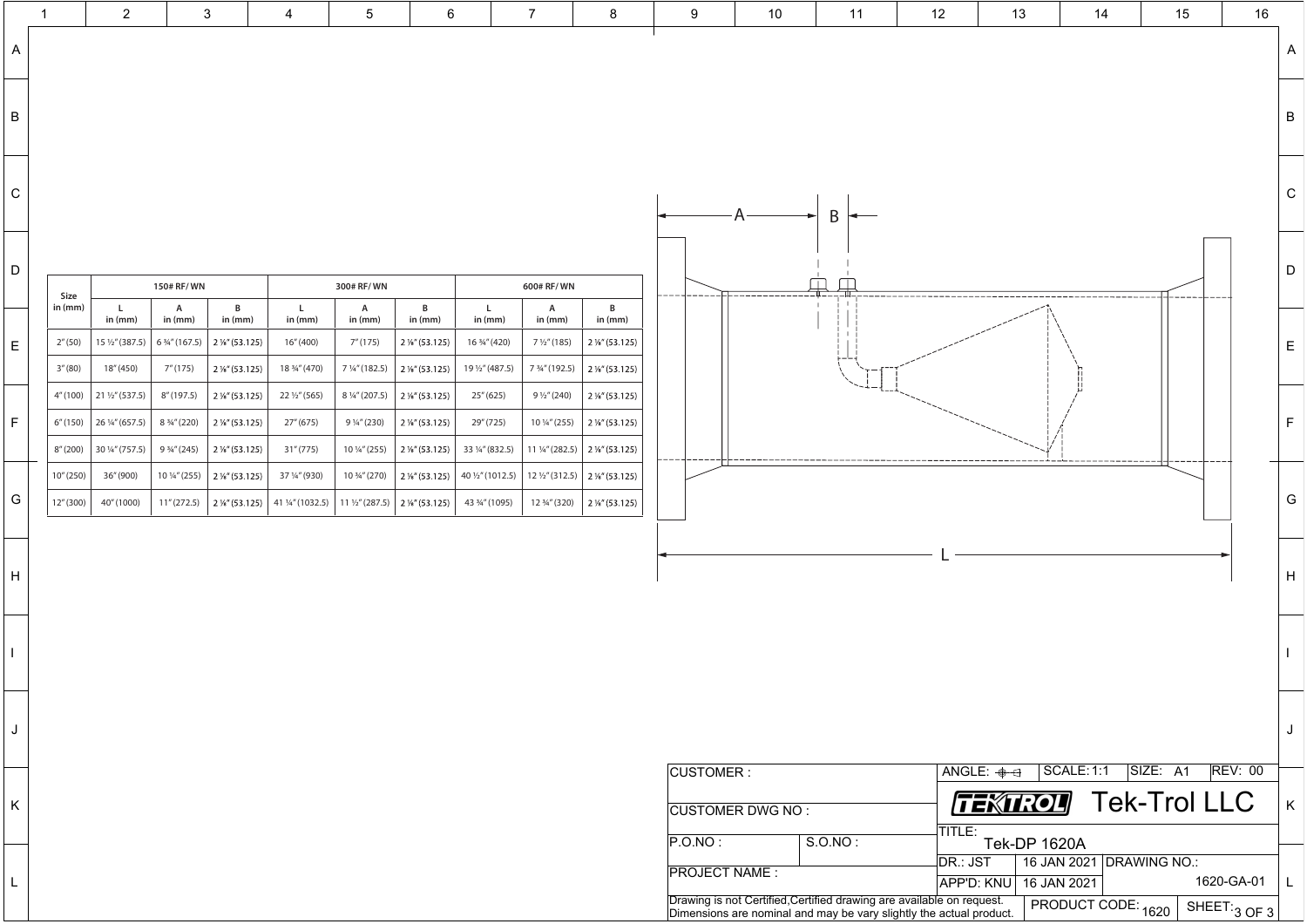| Size in (mm) | 150# RF/ WN | | | 300# RF/ WN | | | 600# RF/ WN | | |
|---|---|---|---|---|---|---|---|---|---|
| | L in (mm) | A in (mm) | B in (mm) | L in (mm) | A in (mm) | B in (mm) | L in (mm) | A in (mm) | B in (mm) |
| 2" (50) | 15 ½" (387.5) | 6 ¾" (167.5) | 2 ⅛" (53.125) | 16" (400) | 7" (175) | 2 ⅛" (53.125) | 16 ¾" (420) | 7 ½" (185) | 2 ⅛" (53.125) |
| 3" (80) | 18" (450) | 7" (175) | 2 ⅛" (53.125) | 18 ¾" (470) | 7 ¼" (182.5) | 2 ⅛" (53.125) | 19 ½" (487.5) | 7 ¾" (192.5) | 2 ⅛" (53.125) |
| 4" (100) | 21 ½" (537.5) | 8" (197.5) | 2 ⅛" (53.125) | 22 ½" (565) | 8 ¼" (207.5) | 2 ⅛" (53.125) | 25" (625) | 9 ½" (240) | 2 ⅛" (53.125) |
| 6" (150) | 26 ¼" (657.5) | 8 ¾" (220) | 2 ⅛" (53.125) | 27" (675) | 9 ¼" (230) | 2 ⅛" (53.125) | 29" (725) | 10 ¼" (255) | 2 ⅛" (53.125) |
| 8" (200) | 30 ¼" (757.5) | 9 ¾" (245) | 2 ⅛" (53.125) | 31" (775) | 10 ¼" (255) | 2 ⅛" (53.125) | 33 ¼" (832.5) | 11 ¼" (282.5) | 2 ⅛" (53.125) |
| 10" (250) | 36" (900) | 10 ¼" (255) | 2 ⅛" (53.125) | 37 ¼" (930) | 10 ¾" (270) | 2 ⅛" (53.125) | 40 ½" (1012.5) | 12 ½" (312.5) | 2 ⅛" (53.125) |
| 12" (300) | 40" (1000) | 11" (272.5) | 2 ⅛" (53.125) | 41 ¼" (1032.5) | 11 ½" (287.5) | 2 ⅛" (53.125) | 43 ¾" (1095) | 12 ¾" (320) | 2 ⅛" (53.125) |

A

B

L

| | | | | | |
|---|---|---|---|---|---|
| CUSTOMER : | | ANGLE: | SCALE: 1:1 | SIZE: A1 | REV: 00 |
| CUSTOMER DWG NO : | | TEKTROL Tek-Trol LLC | | | |
| P.O.NO : | S.O.NO : | TITLE: Tek-DP 1620A | | | |
| PROJECT NAME : | | DR.: JST | 16 JAN 2021 | DRAWING NO.: | |
| | | APP'D: KNU | 16 JAN 2021 | 1620-GA-01 | |
| Drawing is not Certified,Certified drawing are available on request. Dimensions are nominal and may be vary slightly the actual product. | | PRODUCT CODE: 1620 | | SHEET: 3 OF 3 | |